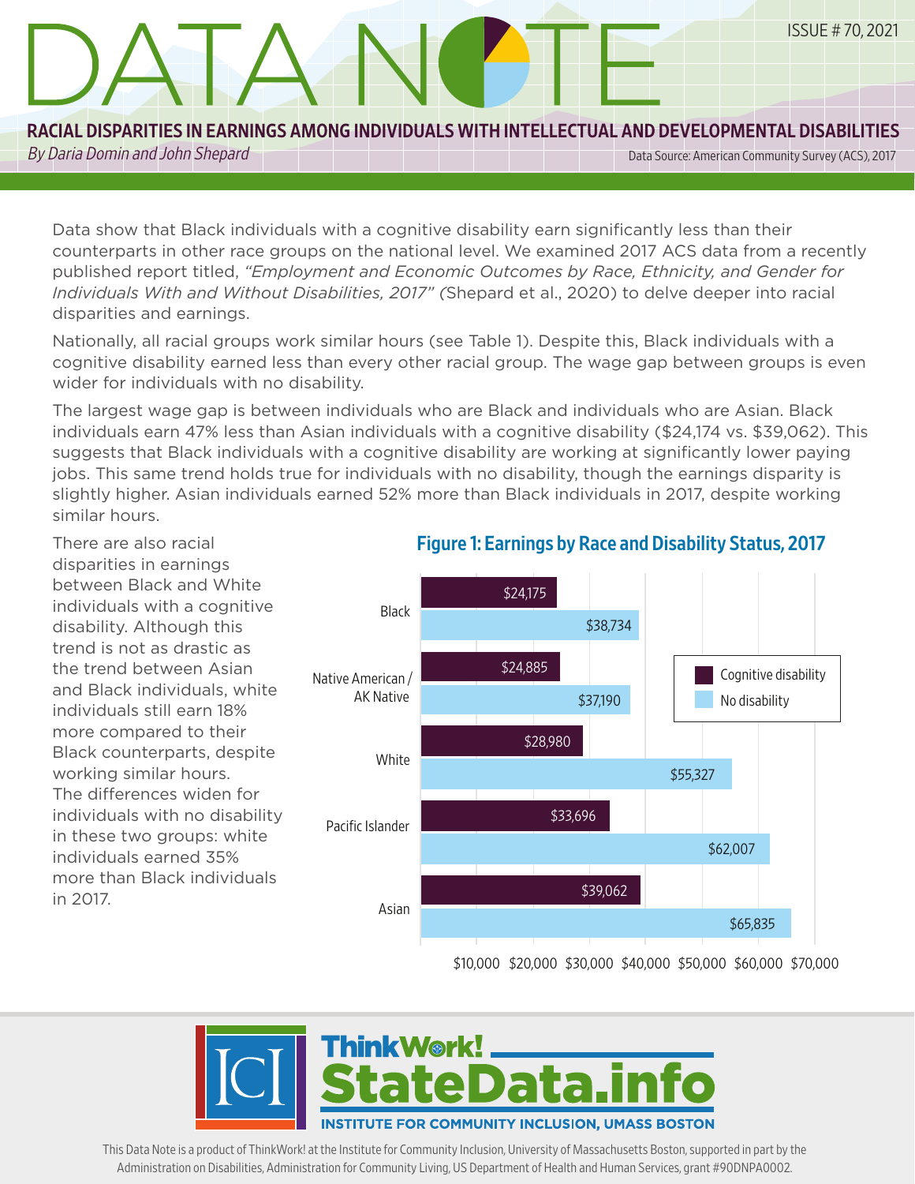# DATA NOTE

ISSUE # 70, 2021

## RACIAL DISPARITIES IN EARNINGS AMONG INDIVIDUALS WITH INTELLECTUAL AND DEVELOPMENTAL DISABILITIES

*By Daria Domin and John Shepard*

Data Source: American Community Survey (ACS), 2017

Data show that Black individuals with a cognitive disability earn significantly less than their counterparts in other race groups on the national level. We examined 2017 ACS data from a recently published report titled, *"Employment and Economic Outcomes by Race, Ethnicity, and Gender for Individuals With and Without Disabilities, 2017"* (Shepard et al., 2020) to delve deeper into racial disparities and earnings.

Nationally, all racial groups work similar hours (see Table 1). Despite this, Black individuals with a cognitive disability earned less than every other racial group. The wage gap between groups is even wider for individuals with no disability.

The largest wage gap is between individuals who are Black and individuals who are Asian. Black individuals earn 47% less than Asian individuals with a cognitive disability ($24,174 vs. $39,062). This suggests that Black individuals with a cognitive disability are working at significantly lower paying jobs. This same trend holds true for individuals with no disability, though the earnings disparity is slightly higher. Asian individuals earned 52% more than Black individuals in 2017, despite working similar hours.

There are also racial disparities in earnings between Black and White individuals with a cognitive disability. Although this trend is not as drastic as the trend between Asian and Black individuals, white individuals still earn 18% more compared to their Black counterparts, despite working similar hours. The differences widen for individuals with no disability in these two groups: white individuals earned 35% more than Black individuals in 2017.

### Figure 1: Earnings by Race and Disability Status, 2017

| Race | Cognitive disability | No disability |
|---|---|---|
| Black | $24,175 | $38,734 |
| Native American / AK Native | $24,885 | $37,190 |
| White | $28,980 | $55,327 |
| Pacific Islander | $33,696 | $62,007 |
| Asian | $39,062 | $65,835 |

ThinkWork! StateData.info
INSTITUTE FOR COMMUNITY INCLUSION, UMASS BOSTON

This Data Note is a product of ThinkWork! at the Institute for Community Inclusion, University of Massachusetts Boston, supported in part by the Administration on Disabilities, Administration for Community Living, US Department of Health and Human Services, grant #90DNPA0002.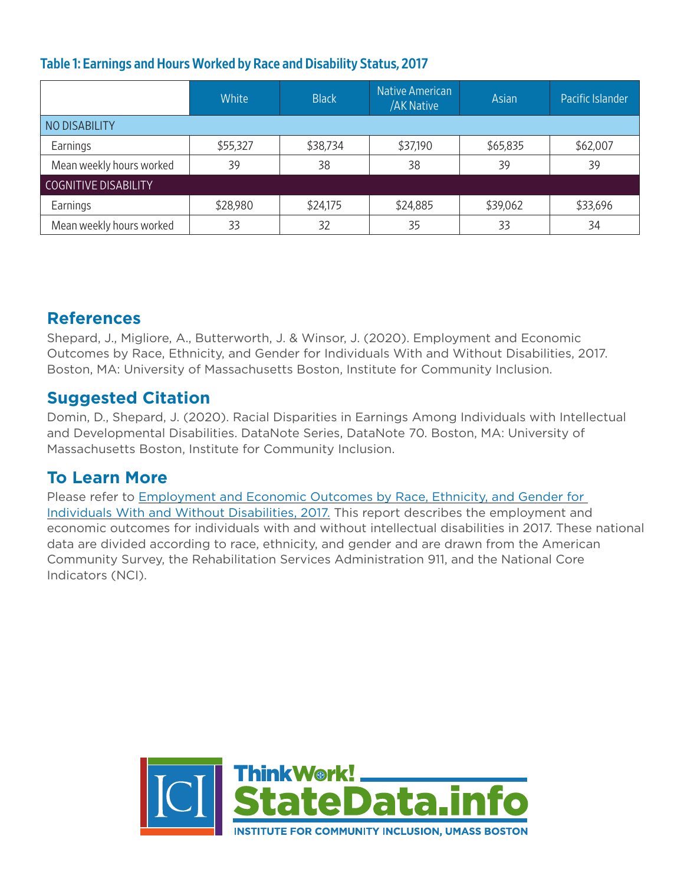**Table 1: Earnings and Hours Worked by Race and Disability Status, 2017**

| | White | Black | Native American /AK Native | Asian | Pacific Islander |
|---|---|---|---|---|---|
| NO DISABILITY | | | | | |
| Earnings | $55,327 | $38,734 | $37,190 | $65,835 | $62,007 |
| Mean weekly hours worked | 39 | 38 | 38 | 39 | 39 |
| COGNITIVE DISABILITY | | | | | |
| Earnings | $28,980 | $24,175 | $24,885 | $39,062 | $33,696 |
| Mean weekly hours worked | 33 | 32 | 35 | 33 | 34 |

## References

Shepard, J., Migliore, A., Butterworth, J. & Winsor, J. (2020). Employment and Economic Outcomes by Race, Ethnicity, and Gender for Individuals With and Without Disabilities, 2017. Boston, MA: University of Massachusetts Boston, Institute for Community Inclusion.

## Suggested Citation

Domin, D., Shepard, J. (2020). Racial Disparities in Earnings Among Individuals with Intellectual and Developmental Disabilities. DataNote Series, DataNote 70. Boston, MA: University of Massachusetts Boston, Institute for Community Inclusion.

## To Learn More

Please refer to Employment and Economic Outcomes by Race, Ethnicity, and Gender for Individuals With and Without Disabilities, 2017. This report describes the employment and economic outcomes for individuals with and without intellectual disabilities in 2017. These national data are divided according to race, ethnicity, and gender and are drawn from the American Community Survey, the Rehabilitation Services Administration 911, and the National Core Indicators (NCI).

ThinkWork! StateData.info

INSTITUTE FOR COMMUNITY INCLUSION, UMASS BOSTON